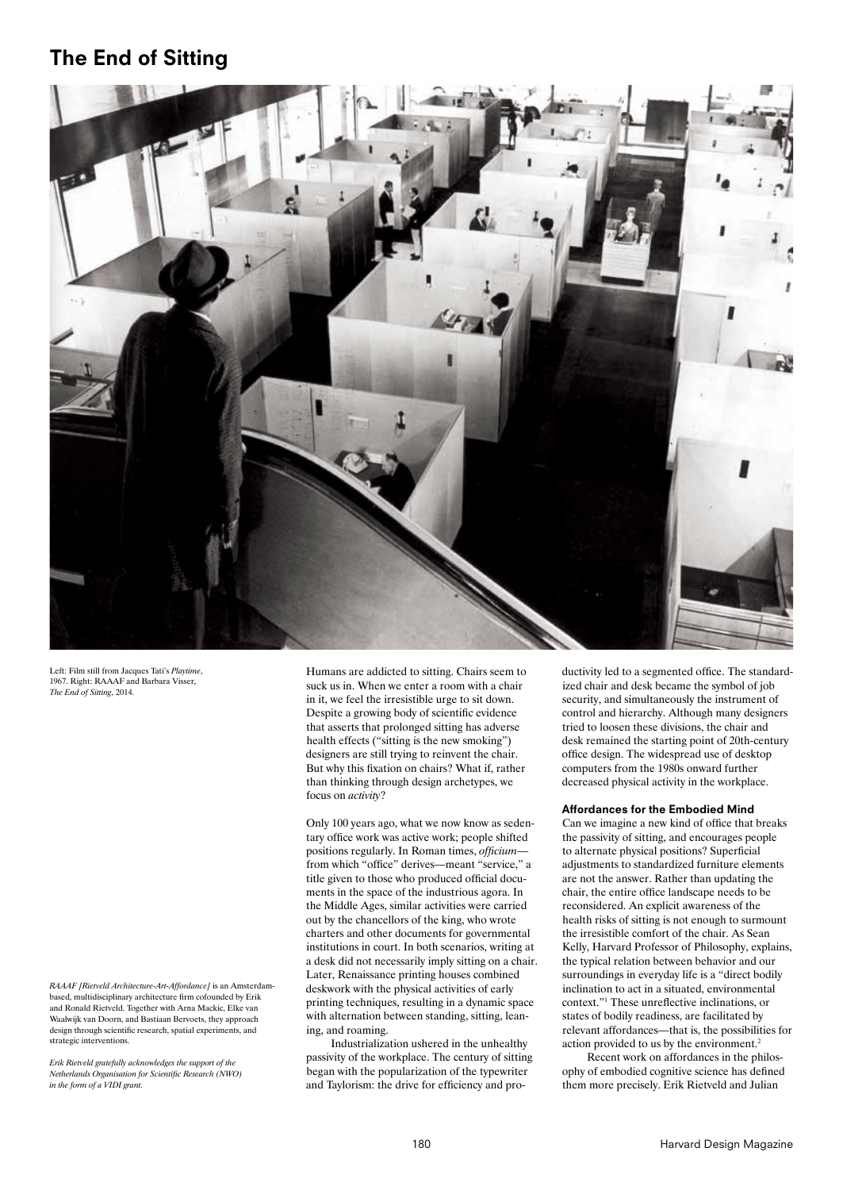# The End of Sitting

Left: Film still from Jacques Tati's *Playtime*, 1967. Right: RAAAF and Barbara Visser, *The End of Sitting*, 2014.

*RAAAF [Rietveld Architecture-Art-Affordance]* is an Amsterdam-based, multidisciplinary architecture firm cofounded by Erik and Ronald Rietveld. Together with Arna Mackic, Elke van Waalwijk van Doorn, and Bastiaan Bervoets, they approach design through scientific research, spatial experiments, and strategic interventions.

*Erik Rietveld gratefully acknowledges the support of the Netherlands Organisation for Scientific Research (NWO) in the form of a VIDI grant.*

Humans are addicted to sitting. Chairs seem to suck us in. When we enter a room with a chair in it, we feel the irresistible urge to sit down. Despite a growing body of scientific evidence that asserts that prolonged sitting has adverse health effects ("sitting is the new smoking") designers are still trying to reinvent the chair. But why this fixation on chairs? What if, rather than thinking through design archetypes, we focus on *activity*?

Only 100 years ago, what we now know as sedentary office work was active work; people shifted positions regularly. In Roman times, *officium*—from which "office" derives—meant "service," a title given to those who produced official documents in the space of the industrious agora. In the Middle Ages, similar activities were carried out by the chancellors of the king, who wrote charters and other documents for governmental institutions in court. In both scenarios, writing at a desk did not necessarily imply sitting on a chair. Later, Renaissance printing houses combined deskwork with the physical activities of early printing techniques, resulting in a dynamic space with alternation between standing, sitting, leaning, and roaming.

Industrialization ushered in the unhealthy passivity of the workplace. The century of sitting began with the popularization of the typewriter and Taylorism: the drive for efficiency and productivity led to a segmented office. The standardized chair and desk became the symbol of job security, and simultaneously the instrument of control and hierarchy. Although many designers tried to loosen these divisions, the chair and desk remained the starting point of 20th-century office design. The widespread use of desktop computers from the 1980s onward further decreased physical activity in the workplace.

### Affordances for the Embodied Mind

Can we imagine a new kind of office that breaks the passivity of sitting, and encourages people to alternate physical positions? Superficial adjustments to standardized furniture elements are not the answer. Rather than updating the chair, the entire office landscape needs to be reconsidered. An explicit awareness of the health risks of sitting is not enough to surmount the irresistible comfort of the chair. As Sean Kelly, Harvard Professor of Philosophy, explains, the typical relation between behavior and our surroundings in everyday life is a "direct bodily inclination to act in a situated, environmental context."[1] These unreflective inclinations, or states of bodily readiness, are facilitated by relevant affordances—that is, the possibilities for action provided to us by the environment.[2]

Recent work on affordances in the philosophy of embodied cognitive science has defined them more precisely. Erik Rietveld and Julian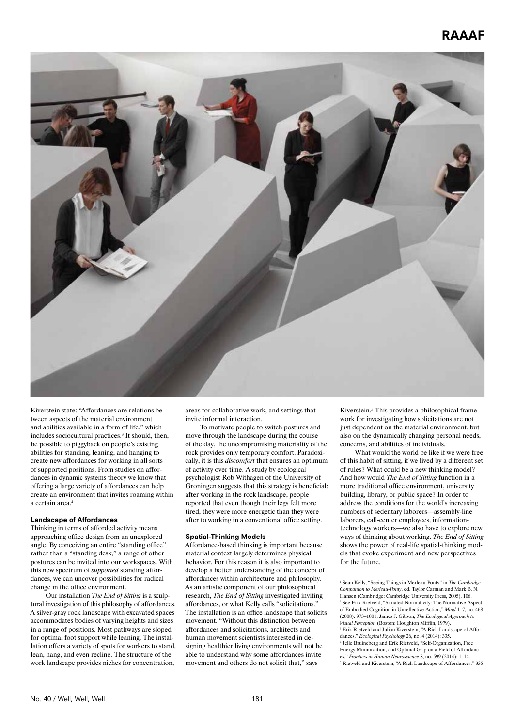Kiverstein state: "Affordances are relations between aspects of the material environment and abilities available in a form of life," which includes sociocultural practices.[3] It should, then, be possible to piggyback on people's existing abilities for standing, leaning, and hanging to create new affordances for working in all sorts of supported positions. From studies on affordances in dynamic systems theory we know that offering a large variety of affordances can help create an environment that invites roaming within a certain area.[4]

#### Landscape of Affordances

Thinking in terms of afforded activity means approaching office design from an unexplored angle. By conceiving an entire "standing office" rather than a "standing desk," a range of other postures can be invited into our workspaces. With this new spectrum of *supported* standing affordances, we can uncover possibilities for radical change in the office environment.

Our installation *The End of Sitting* is a sculptural investigation of this philosophy of affordances. A silver-gray rock landscape with excavated spaces accommodates bodies of varying heights and sizes in a range of positions. Most pathways are sloped for optimal foot support while leaning. The installation offers a variety of spots for workers to stand, lean, hang, and even recline. The structure of the work landscape provides niches for concentration, areas for collaborative work, and settings that invite informal interaction.

To motivate people to switch postures and move through the landscape during the course of the day, the uncompromising materiality of the rock provides only temporary comfort. Paradoxically, it is this *discomfort* that ensures an optimum of activity over time. A study by ecological psychologist Rob Withagen of the University of Groningen suggests that this strategy is beneficial: after working in the rock landscape, people reported that even though their legs felt more tired, they were more energetic than they were after to working in a conventional office setting.

#### Spatial-Thinking Models

Affordance-based thinking is important because material context largely determines physical behavior. For this reason it is also important to develop a better understanding of the concept of affordances within architecture and philosophy. As an artistic component of our philosophical research, *The End of Sitting* investigated inviting affordances, or what Kelly calls "solicitations." The installation is an office landscape that solicits movement. "Without this distinction between affordances and solicitations, architects and human movement scientists interested in designing healthier living environments will not be able to understand why some affordances invite movement and others do not solicit that," says Kiverstein.[5] This provides a philosophical framework for investigating how solicitations are not just dependent on the material environment, but also on the dynamically changing personal needs, concerns, and abilities of individuals.

What would the world be like if we were free of this habit of sitting, if we lived by a different set of rules? What could be a new thinking model? And how would *The End of Sitting* function in a more traditional office environment, university building, library, or public space? In order to address the conditions for the world's increasing numbers of sedentary laborers—assembly-line laborers, call-center employees, information-technology workers—we also have to explore new ways of thinking about working. *The End of Sitting* shows the power of real-life spatial-thinking models that evoke experiment and new perspectives for the future.

[1] Sean Kelly, "Seeing Things in Merleau-Ponty" in *The Cambridge Companion to Merleau-Ponty*, ed. Taylor Carman and Mark B. N. Hansen (Cambridge: Cambridge University Press, 2005), 106.
[2] See Erik Rietveld, "Situated Normativity: The Normative Aspect of Embodied Cognition in Unreflective Action," *Mind* 117, no. 468 (2008): 973–1001; James J. Gibson, *The Ecological Approach to Visual Perception* (Boston: Houghton Mifflin, 1979).
[3] Erik Rietveld and Julian Kiverstein, "A Rich Landscape of Affordances," *Ecological Psychology* 26, no. 4 (2014): 335.
[4] Jelle Bruineberg and Erik Rietveld, "Self-Organization, Free Energy Minimization, and Optimal Grip on a Field of Affordances," *Frontiers in Human Neuroscience* 8, no. 599 (2014): 1–14.
[5] Rietveld and Kiverstein, "A Rich Landscape of Affordances," 335.